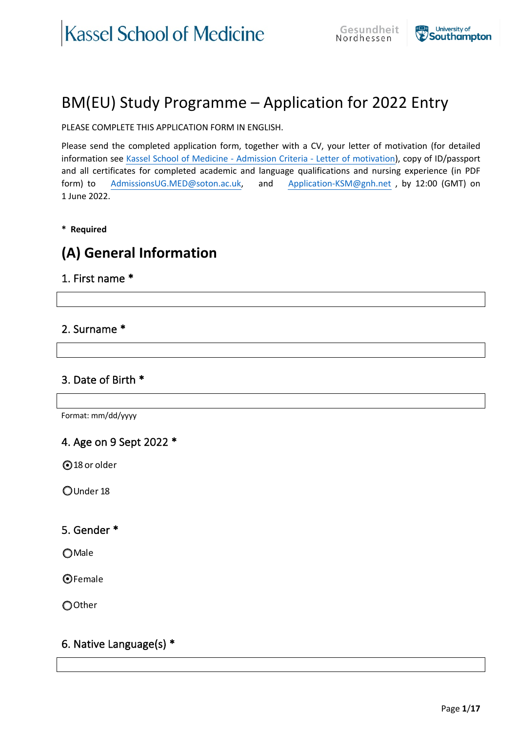Kassel School of Medicine

Gesundheit Nordhessen

University of Southampton

# BM(EU) Study Programme – Application for 2022 Entry

PLEASE COMPLETE THIS APPLICATION FORM IN ENGLISH.

Please send the completed application form, together with a CV, your letter of motivation (for detailed information see Kassel School of Medicine - Admission Criteria - Letter of motivation), copy of ID/passport and all certificates for completed academic and language qualifications and nursing experience (in PDF form) to AdmissionsUG.MED@soton.ac.uk, and Application-KSM@gnh.net , by 12:00 (GMT) on 1 June 2022.

**\* Required**

## (A) General Information

### 1. First name *

### 2. Surname *

### 3. Date of Birth *

Format: mm/dd/yyyy

### 4. Age on 9 Sept 2022 *

- (●) 18 or older
- ( ) Under 18

### 5. Gender *

- ( ) Male
- (●) Female
- ( ) Other

### 6. Native Language(s) *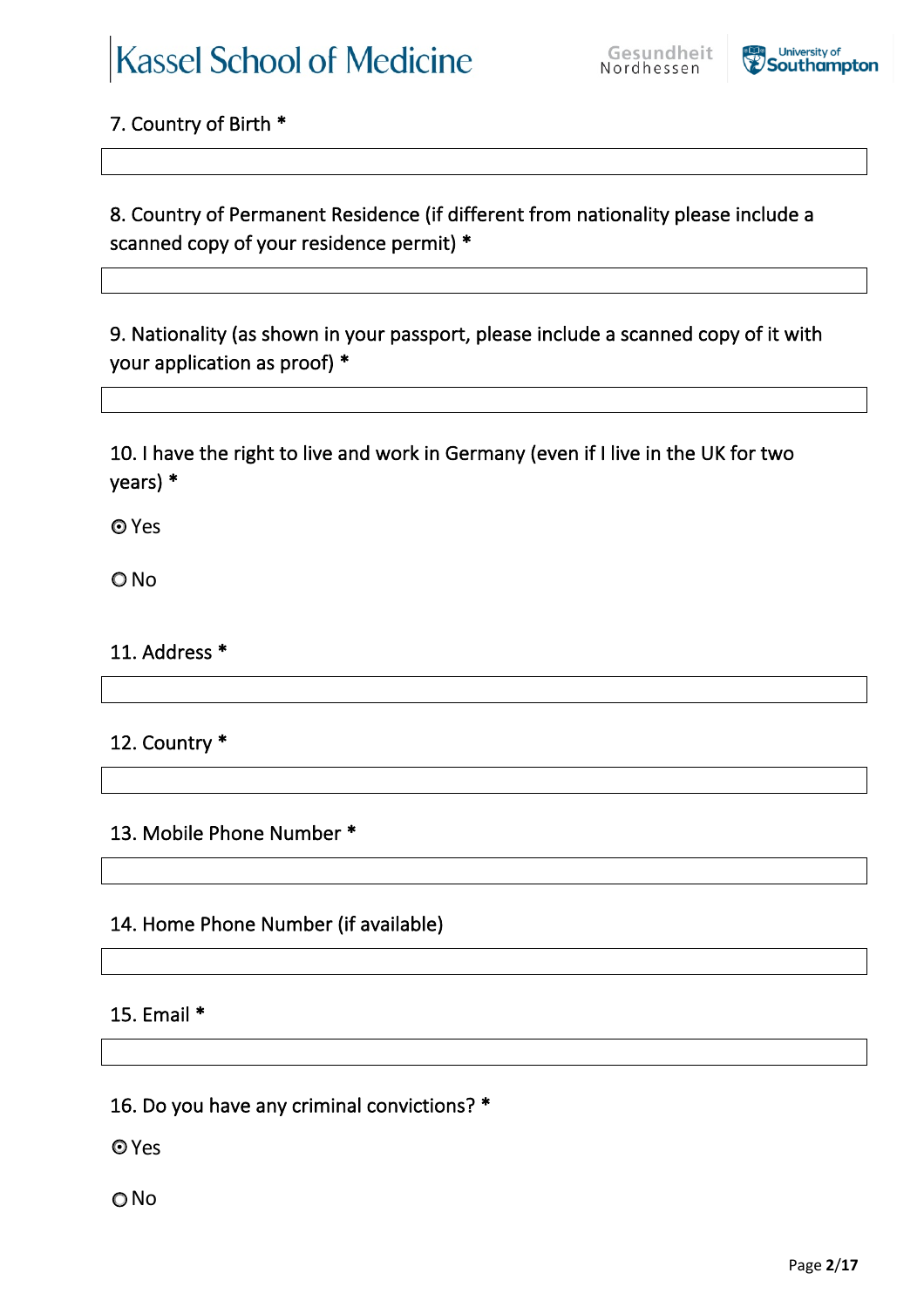7. Country of Birth *

8. Country of Permanent Residence (if different from nationality please include a scanned copy of your residence permit) *

9. Nationality (as shown in your passport, please include a scanned copy of it with your application as proof) *

10. I have the right to live and work in Germany (even if I live in the UK for two years) *

- [x] Yes
- [ ] No

11. Address *

12. Country *

13. Mobile Phone Number *

14. Home Phone Number (if available)

15. Email *

16. Do you have any criminal convictions? *

- [x] Yes
- [ ] No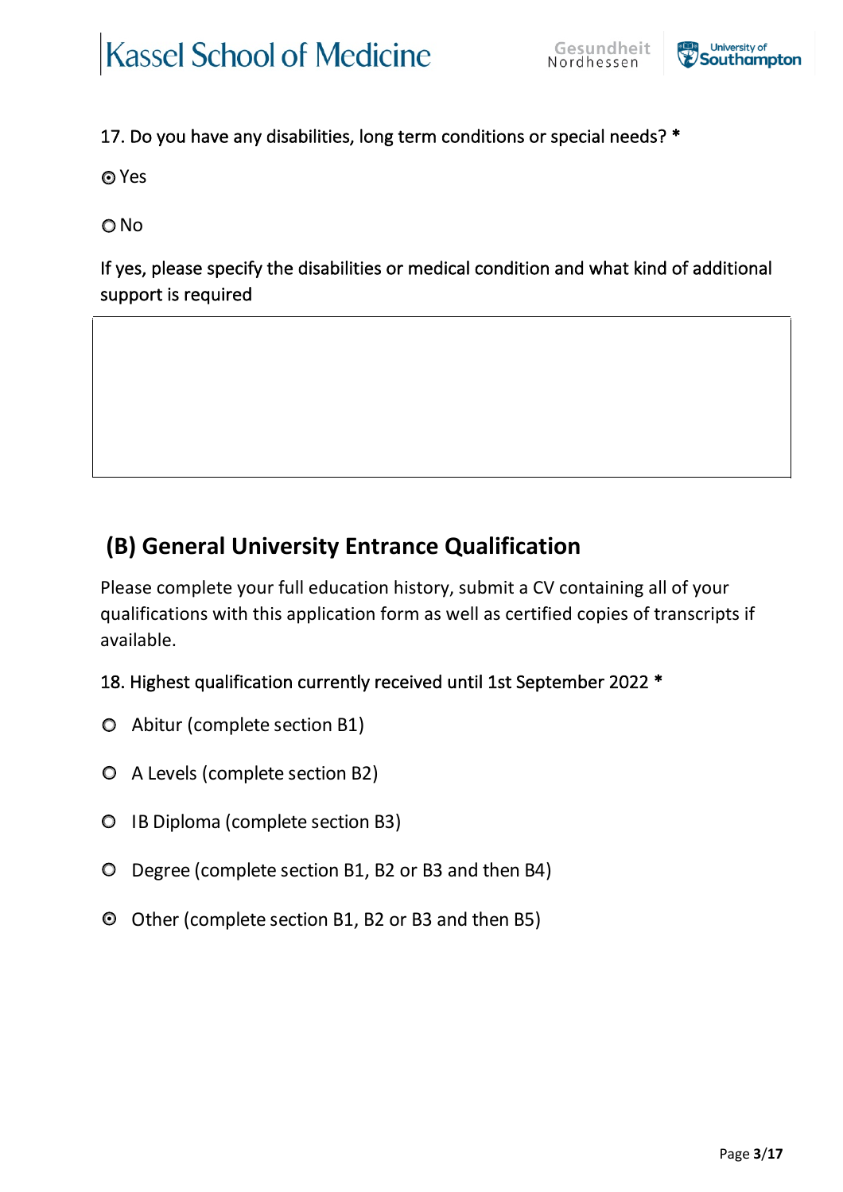17. Do you have any disabilities, long term conditions or special needs? *

◉ Yes

○ No

If yes, please specify the disabilities or medical condition and what kind of additional support is required

## (B) General University Entrance Qualification

Please complete your full education history, submit a CV containing all of your qualifications with this application form as well as certified copies of transcripts if available.

18. Highest qualification currently received until 1st September 2022 *

○ Abitur (complete section B1)

○ A Levels (complete section B2)

○ IB Diploma (complete section B3)

○ Degree (complete section B1, B2 or B3 and then B4)

◉ Other (complete section B1, B2 or B3 and then B5)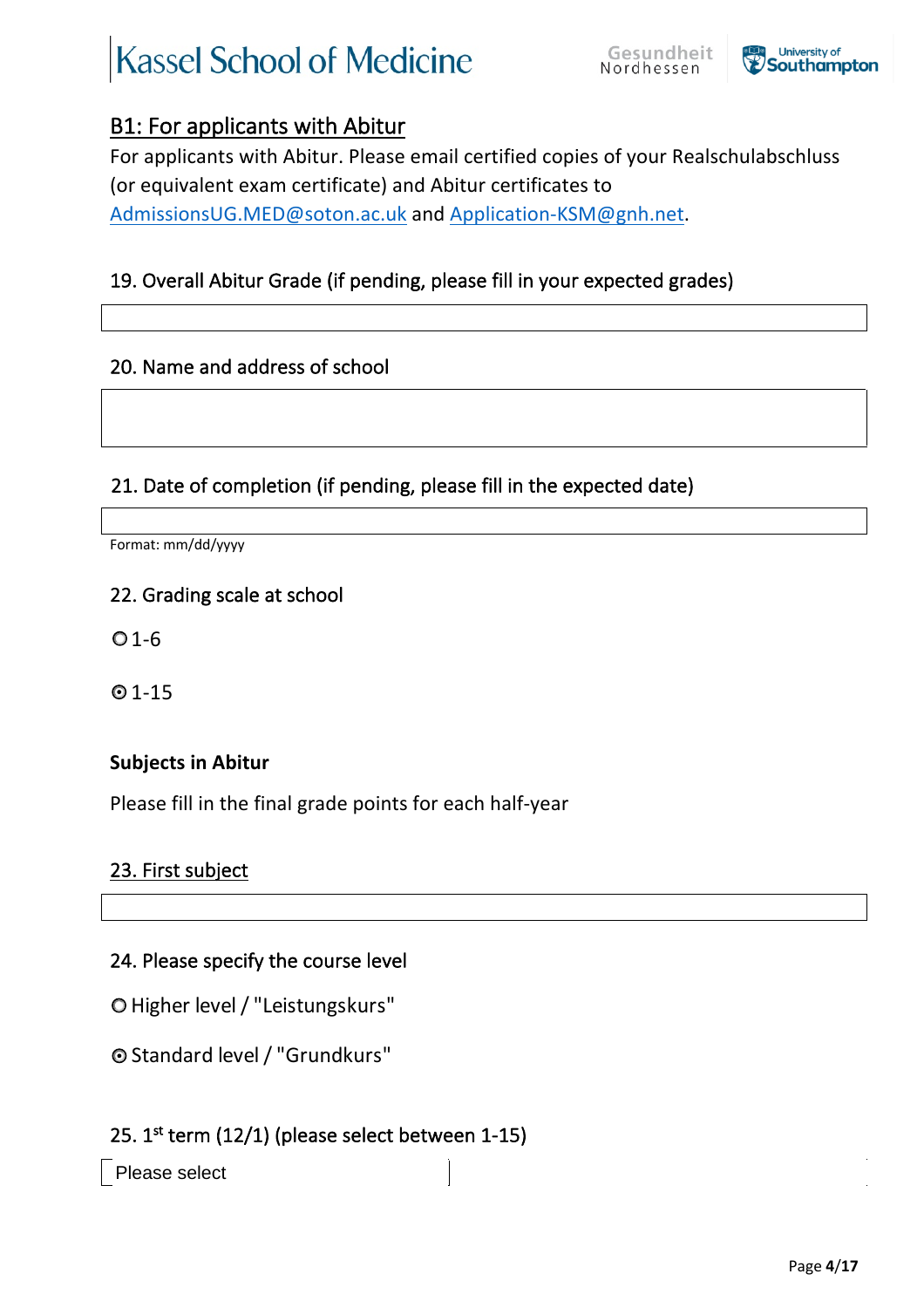## B1: For applicants with Abitur

For applicants with Abitur. Please email certified copies of your Realschulabschluss (or equivalent exam certificate) and Abitur certificates to AdmissionsUG.MED@soton.ac.uk and Application-KSM@gnh.net.

19. Overall Abitur Grade (if pending, please fill in your expected grades)

20. Name and address of school

21. Date of completion (if pending, please fill in the expected date)

Format: mm/dd/yyyy

22. Grading scale at school

- ○ 1-6
- ⦿ 1-15

**Subjects in Abitur**

Please fill in the final grade points for each half-year

23. First subject

24. Please specify the course level

- ○ Higher level / "Leistungskurs"
- ⦿ Standard level / "Grundkurs"

25. 1st term (12/1) (please select between 1-15)

Please select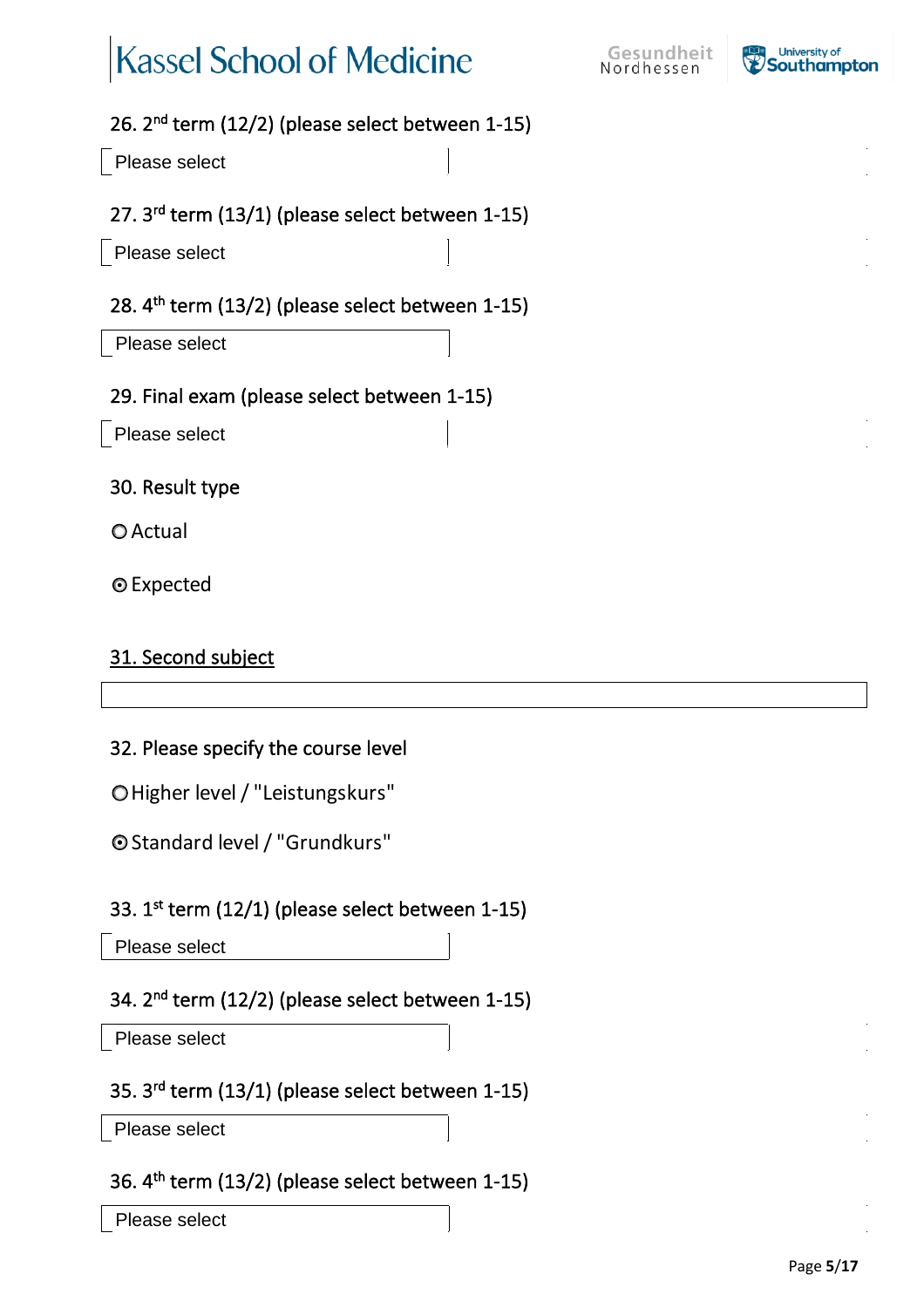26. 2nd term (12/2) (please select between 1-15)

Please select

27. 3rd term (13/1) (please select between 1-15)

Please select

28. 4th term (13/2) (please select between 1-15)

Please select

29. Final exam (please select between 1-15)

Please select

30. Result type

○ Actual

⊙ Expected

31. Second subject

32. Please specify the course level

○ Higher level / "Leistungskurs"

⊙ Standard level / "Grundkurs"

33. 1st term (12/1) (please select between 1-15)

Please select

34. 2nd term (12/2) (please select between 1-15)

Please select

35. 3rd term (13/1) (please select between 1-15)

Please select

36. 4th term (13/2) (please select between 1-15)

Please select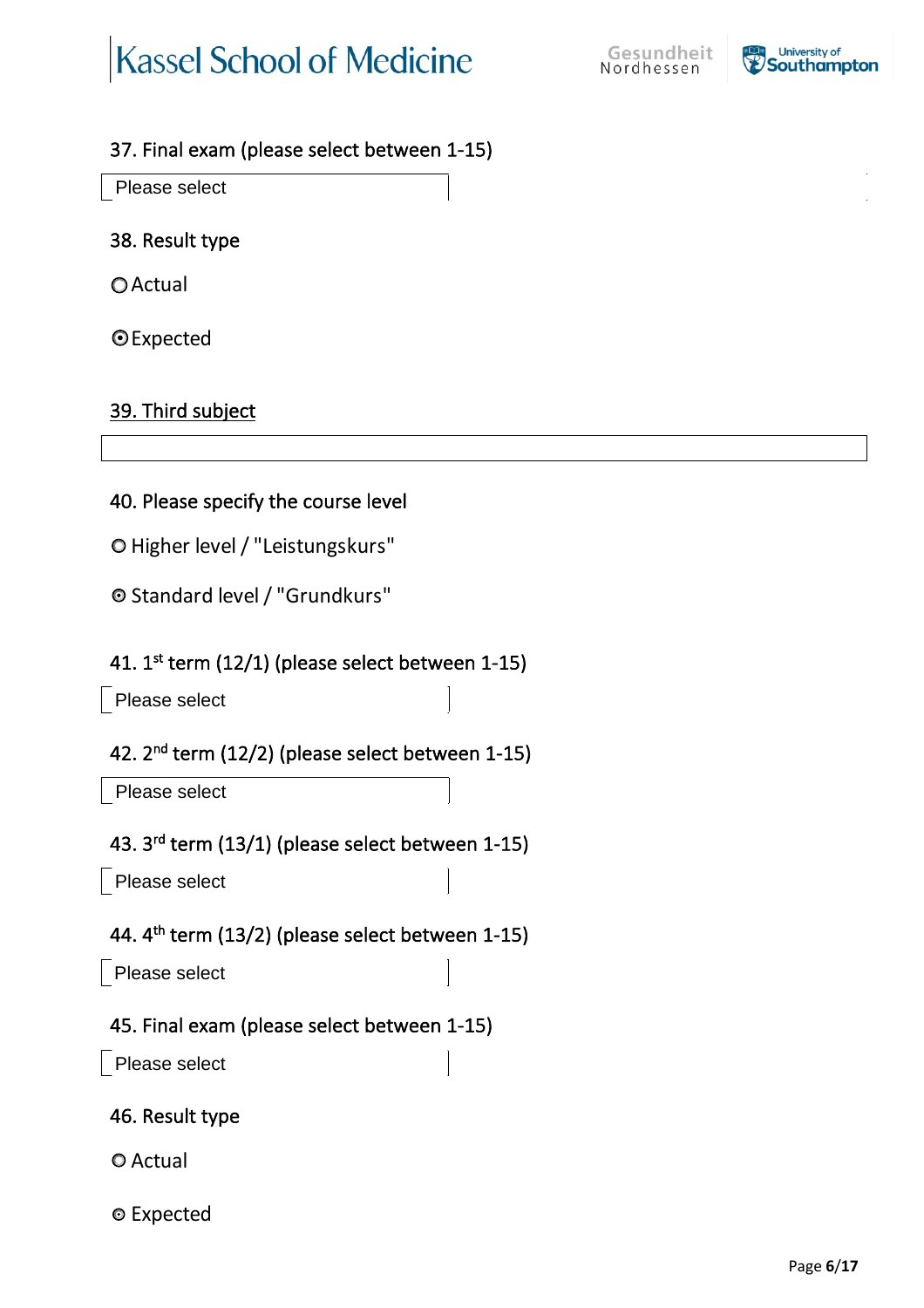37. Final exam (please select between 1-15)

Please select

38. Result type

○ Actual

◉ Expected

39. Third subject

40. Please specify the course level

○ Higher level / "Leistungskurs"

◉ Standard level / "Grundkurs"

41. 1st term (12/1) (please select between 1-15)

Please select

42. 2nd term (12/2) (please select between 1-15)

Please select

43. 3rd term (13/1) (please select between 1-15)

Please select

44. 4th term (13/2) (please select between 1-15)

Please select

45. Final exam (please select between 1-15)

Please select

46. Result type

○ Actual

◉ Expected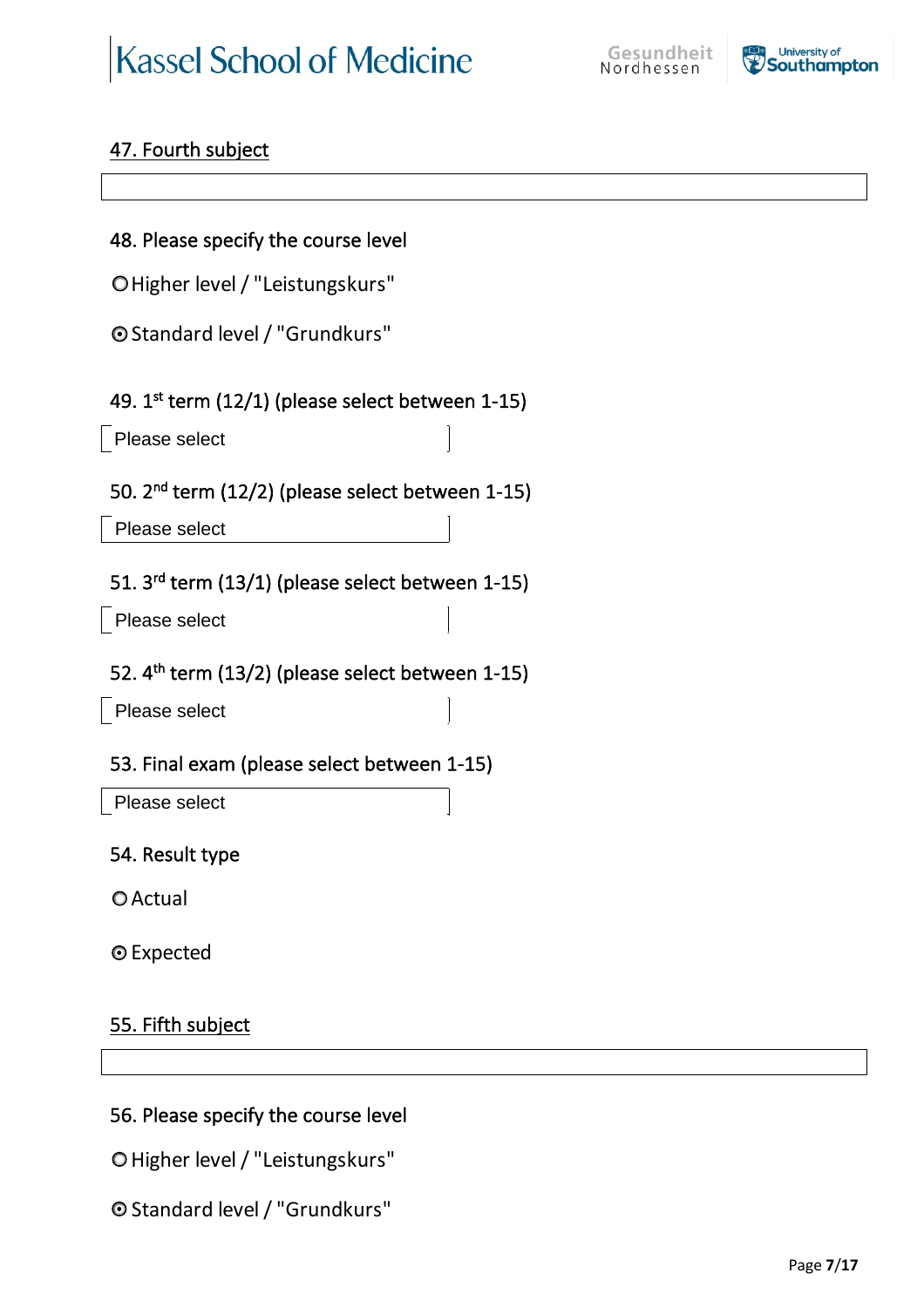47. Fourth subject

48. Please specify the course level

○ Higher level / "Leistungskurs"

⊙ Standard level / "Grundkurs"

49. 1st term (12/1) (please select between 1-15)

Please select

50. 2nd term (12/2) (please select between 1-15)

Please select

51. 3rd term (13/1) (please select between 1-15)

Please select

52. 4th term (13/2) (please select between 1-15)

Please select

53. Final exam (please select between 1-15)

Please select

54. Result type

○ Actual

⊙ Expected

55. Fifth subject

56. Please specify the course level

○ Higher level / "Leistungskurs"

⊙ Standard level / "Grundkurs"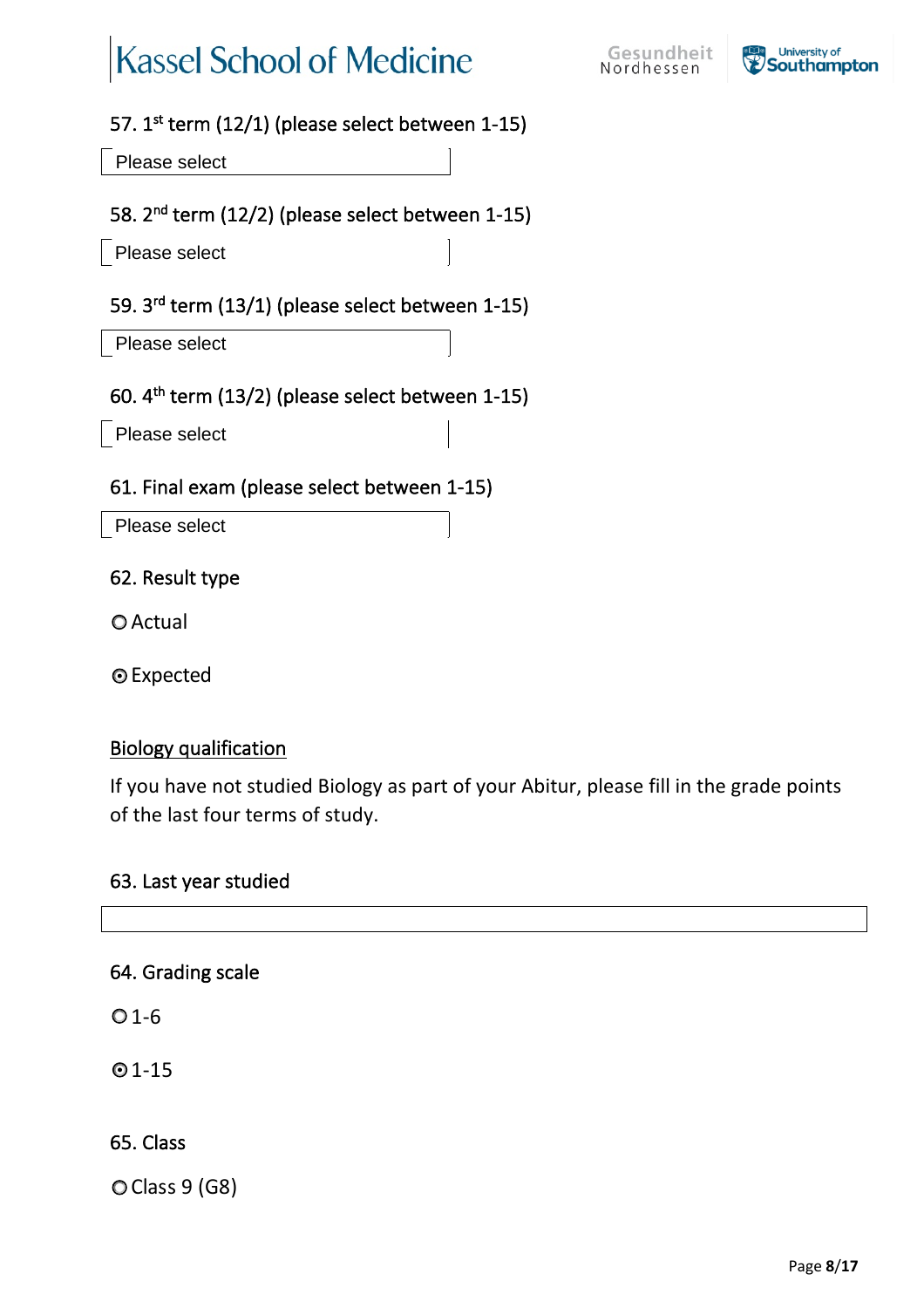57. 1st term (12/1) (please select between 1-15)

Please select

58. 2nd term (12/2) (please select between 1-15)

Please select

59. 3rd term (13/1) (please select between 1-15)

Please select

60. 4th term (13/2) (please select between 1-15)

Please select

61. Final exam (please select between 1-15)

Please select

62. Result type

○ Actual

◉ Expected

<u>Biology qualification</u>

If you have not studied Biology as part of your Abitur, please fill in the grade points of the last four terms of study.

63. Last year studied

64. Grading scale

○ 1-6

◉ 1-15

65. Class

○ Class 9 (G8)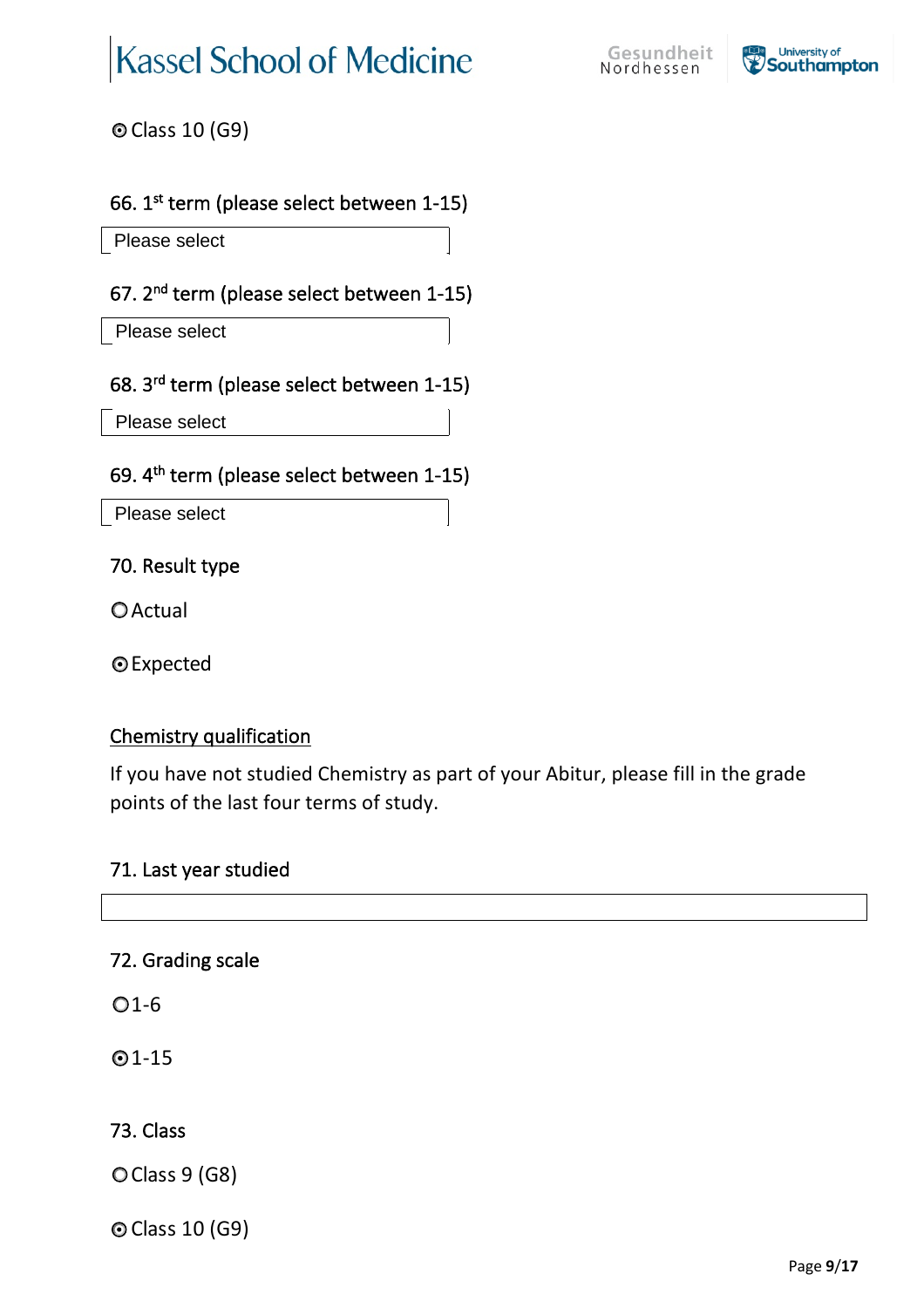◉ Class 10 (G9)

66. 1st term (please select between 1-15)

Please select

67. 2nd term (please select between 1-15)

Please select

68. 3rd term (please select between 1-15)

Please select

69. 4th term (please select between 1-15)

Please select

70. Result type

○ Actual

◉ Expected

<u>Chemistry qualification</u>

If you have not studied Chemistry as part of your Abitur, please fill in the grade points of the last four terms of study.

71. Last year studied

72. Grading scale

○ 1-6

◉ 1-15

73. Class

○ Class 9 (G8)

◉ Class 10 (G9)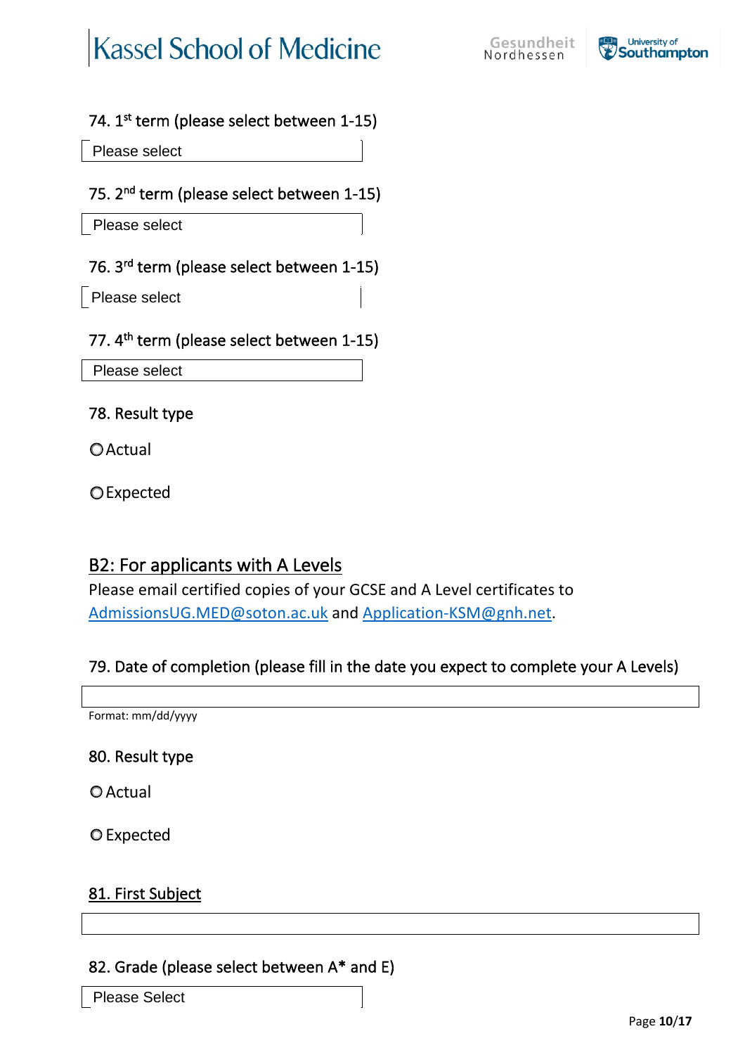74. 1st term (please select between 1-15)

Please select

75. 2nd term (please select between 1-15)

Please select

76. 3rd term (please select between 1-15)

Please select

77. 4th term (please select between 1-15)

Please select

78. Result type

- ○ Actual
- ○ Expected

## B2: For applicants with A Levels

Please email certified copies of your GCSE and A Level certificates to AdmissionsUG.MED@soton.ac.uk and Application-KSM@gnh.net.

79. Date of completion (please fill in the date you expect to complete your A Levels)

Format: mm/dd/yyyy

80. Result type

- ○ Actual
- ○ Expected

81. First Subject

82. Grade (please select between A* and E)

Please Select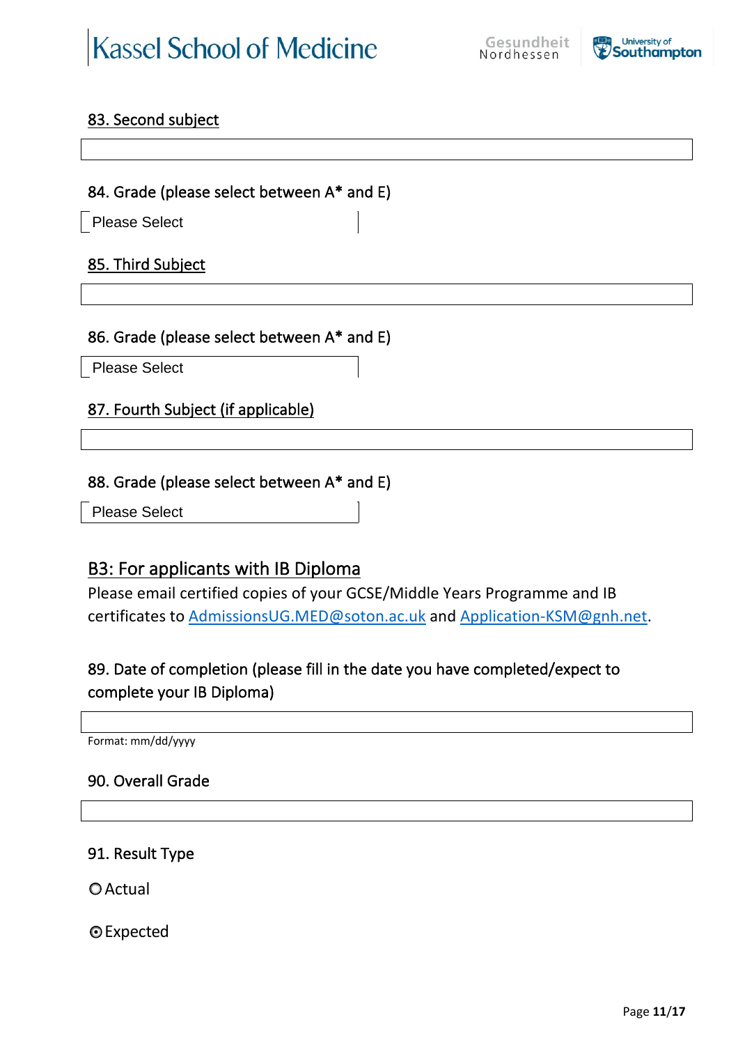83. Second subject

84. Grade (please select between A* and E)

Please Select

85. Third Subject

86. Grade (please select between A* and E)

Please Select

87. Fourth Subject (if applicable)

88. Grade (please select between A* and E)

Please Select

## B3: For applicants with IB Diploma

Please email certified copies of your GCSE/Middle Years Programme and IB certificates to AdmissionsUG.MED@soton.ac.uk and Application-KSM@gnh.net.

89. Date of completion (please fill in the date you have completed/expect to complete your IB Diploma)

Format: mm/dd/yyyy

90. Overall Grade

91. Result Type

- ○ Actual
- ◉ Expected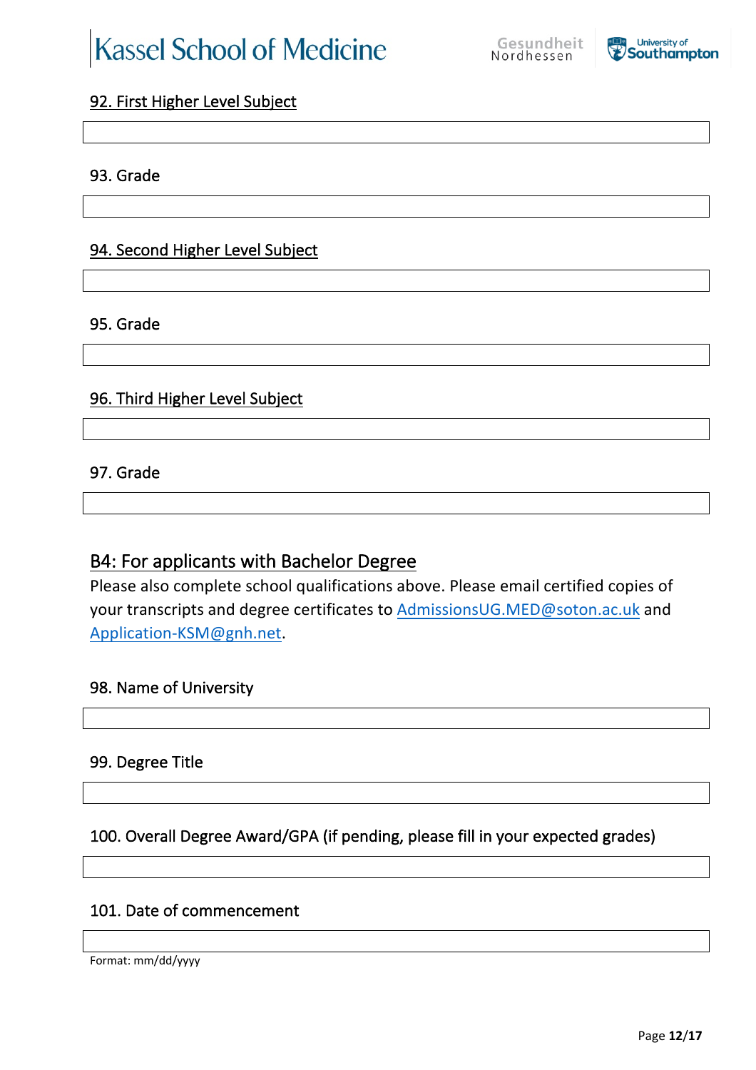92. First Higher Level Subject

93. Grade

94. Second Higher Level Subject

95. Grade

96. Third Higher Level Subject

97. Grade

## B4: For applicants with Bachelor Degree

Please also complete school qualifications above. Please email certified copies of your transcripts and degree certificates to AdmissionsUG.MED@soton.ac.uk and Application-KSM@gnh.net.

98. Name of University

99. Degree Title

100. Overall Degree Award/GPA (if pending, please fill in your expected grades)

101. Date of commencement

Format: mm/dd/yyyy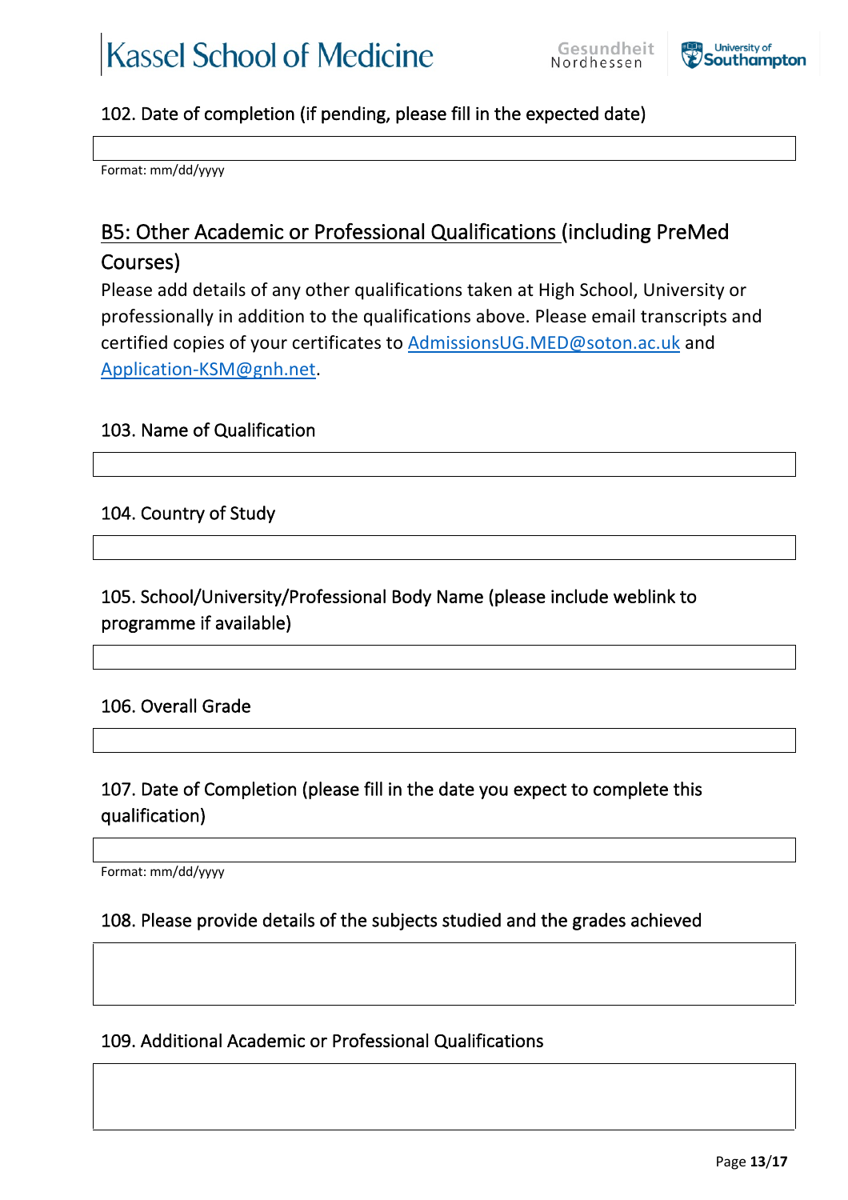102. Date of completion (if pending, please fill in the expected date)

Format: mm/dd/yyyy

## B5: Other Academic or Professional Qualifications (including PreMed Courses)

Please add details of any other qualifications taken at High School, University or professionally in addition to the qualifications above. Please email transcripts and certified copies of your certificates to AdmissionsUG.MED@soton.ac.uk and Application-KSM@gnh.net.

103. Name of Qualification

104. Country of Study

105. School/University/Professional Body Name (please include weblink to programme if available)

106. Overall Grade

107. Date of Completion (please fill in the date you expect to complete this qualification)

Format: mm/dd/yyyy

108. Please provide details of the subjects studied and the grades achieved

109. Additional Academic or Professional Qualifications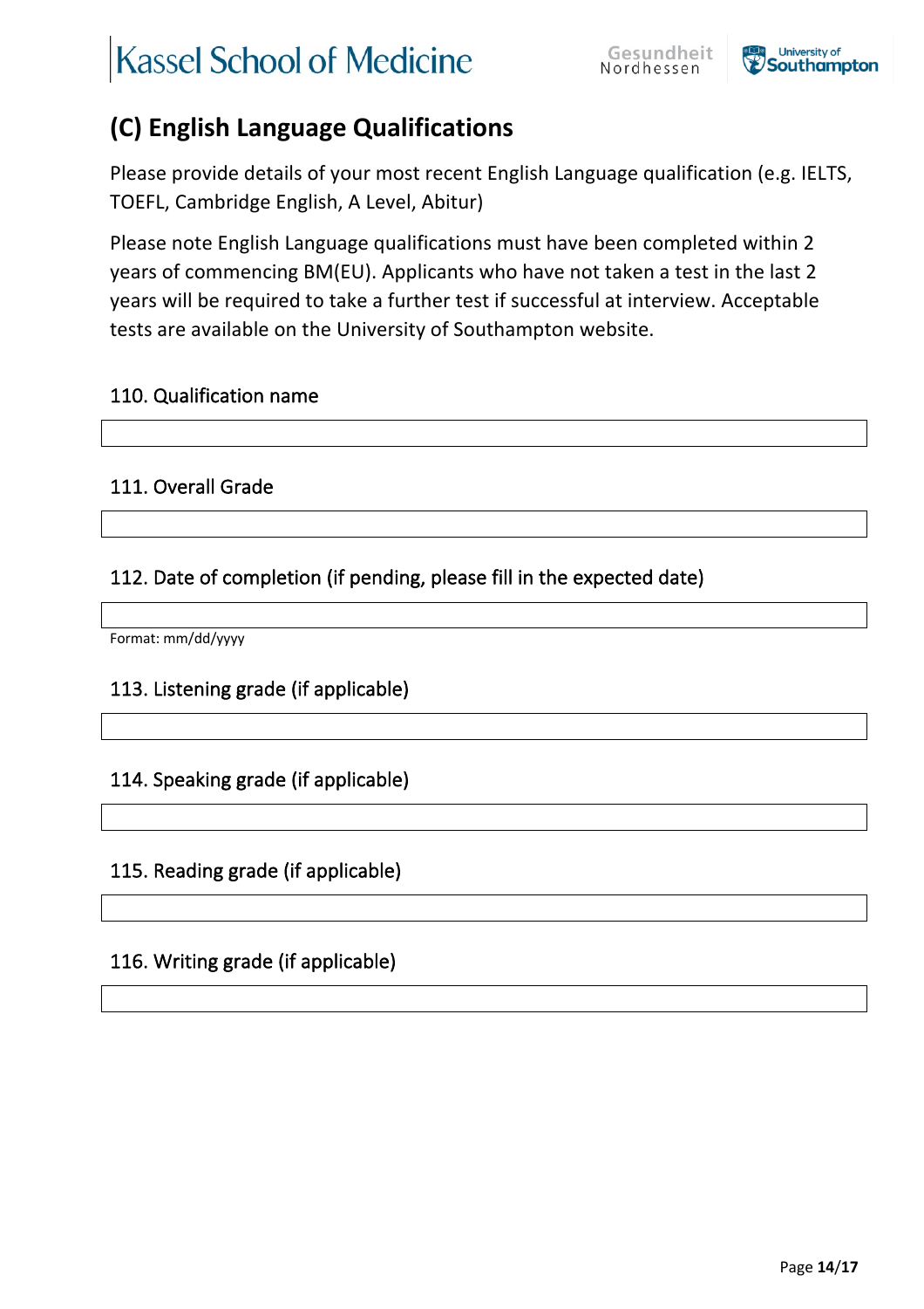## (C) English Language Qualifications

Please provide details of your most recent English Language qualification (e.g. IELTS, TOEFL, Cambridge English, A Level, Abitur)

Please note English Language qualifications must have been completed within 2 years of commencing BM(EU). Applicants who have not taken a test in the last 2 years will be required to take a further test if successful at interview. Acceptable tests are available on the University of Southampton website.

110. Qualification name

111. Overall Grade

112. Date of completion (if pending, please fill in the expected date)

Format: mm/dd/yyyy

113. Listening grade (if applicable)

114. Speaking grade (if applicable)

115. Reading grade (if applicable)

116. Writing grade (if applicable)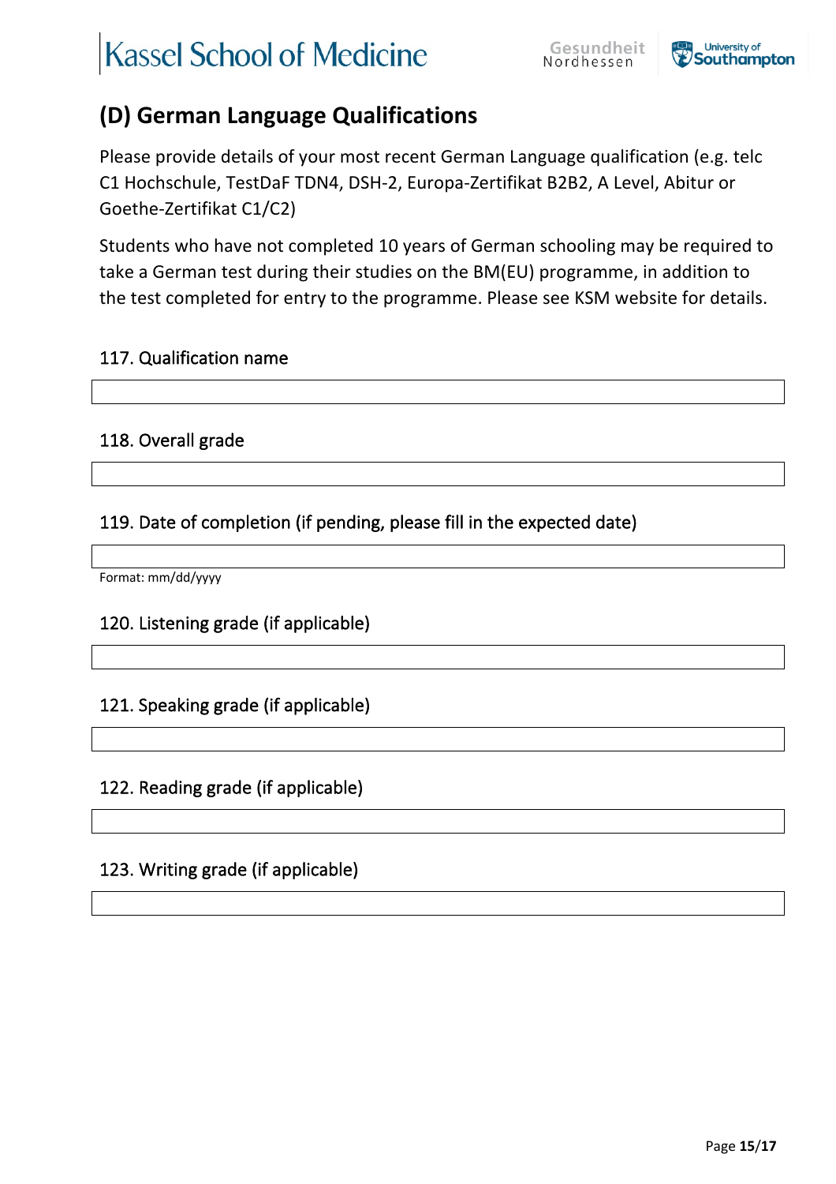## (D) German Language Qualifications

Please provide details of your most recent German Language qualification (e.g. telc C1 Hochschule, TestDaF TDN4, DSH-2, Europa-Zertifikat B2B2, A Level, Abitur or Goethe-Zertifikat C1/C2)

Students who have not completed 10 years of German schooling may be required to take a German test during their studies on the BM(EU) programme, in addition to the test completed for entry to the programme. Please see KSM website for details.

117. Qualification name

118. Overall grade

119. Date of completion (if pending, please fill in the expected date)

Format: mm/dd/yyyy

120. Listening grade (if applicable)

121. Speaking grade (if applicable)

122. Reading grade (if applicable)

123. Writing grade (if applicable)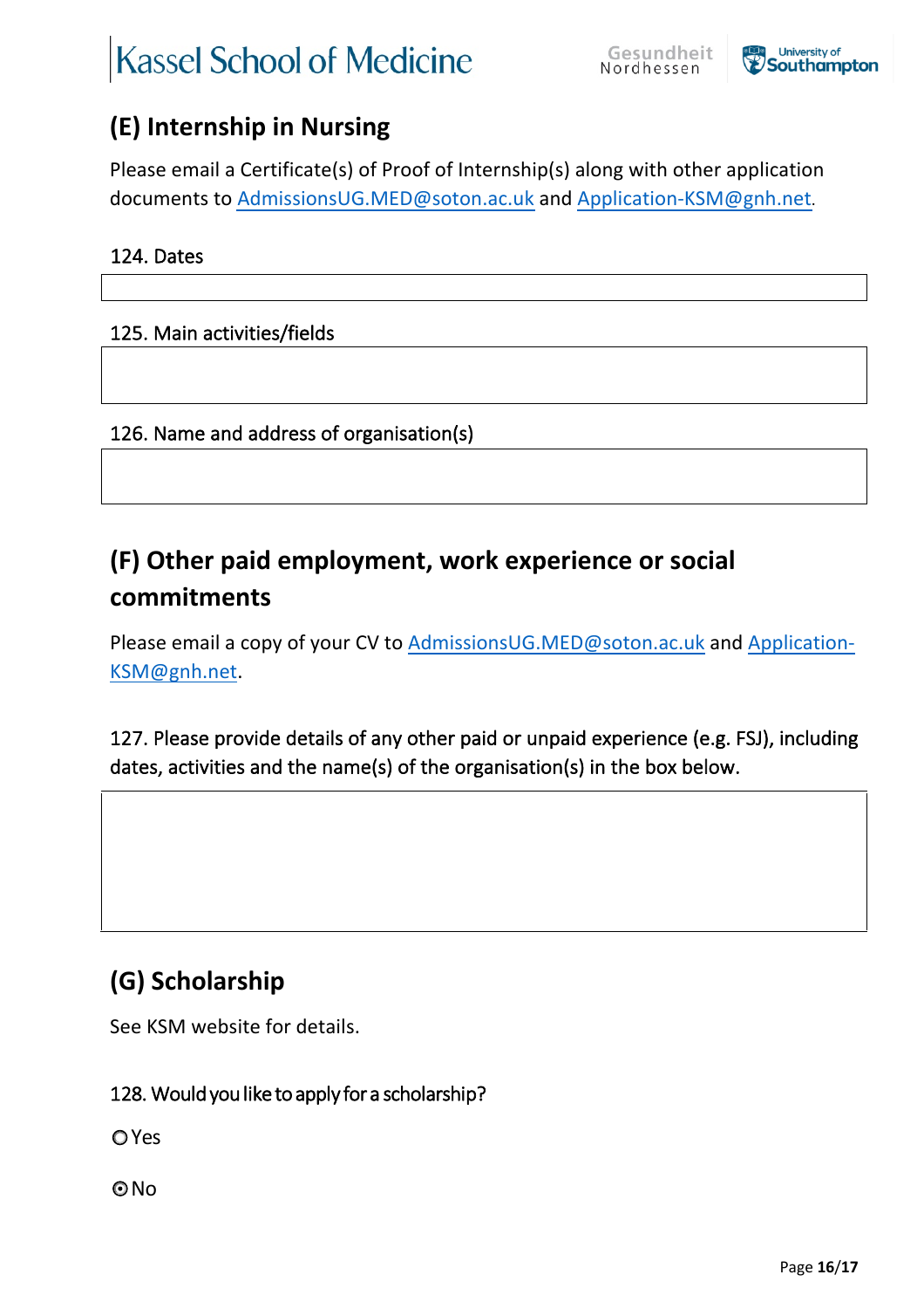## (E) Internship in Nursing

Please email a Certificate(s) of Proof of Internship(s) along with other application documents to AdmissionsUG.MED@soton.ac.uk and Application-KSM@gnh.net.

124. Dates

125. Main activities/fields

126. Name and address of organisation(s)

## (F) Other paid employment, work experience or social commitments

Please email a copy of your CV to AdmissionsUG.MED@soton.ac.uk and Application-KSM@gnh.net.

127. Please provide details of any other paid or unpaid experience (e.g. FSJ), including dates, activities and the name(s) of the organisation(s) in the box below.

## (G) Scholarship

See KSM website for details.

128. Would you like to apply for a scholarship?

○ Yes

⊙ No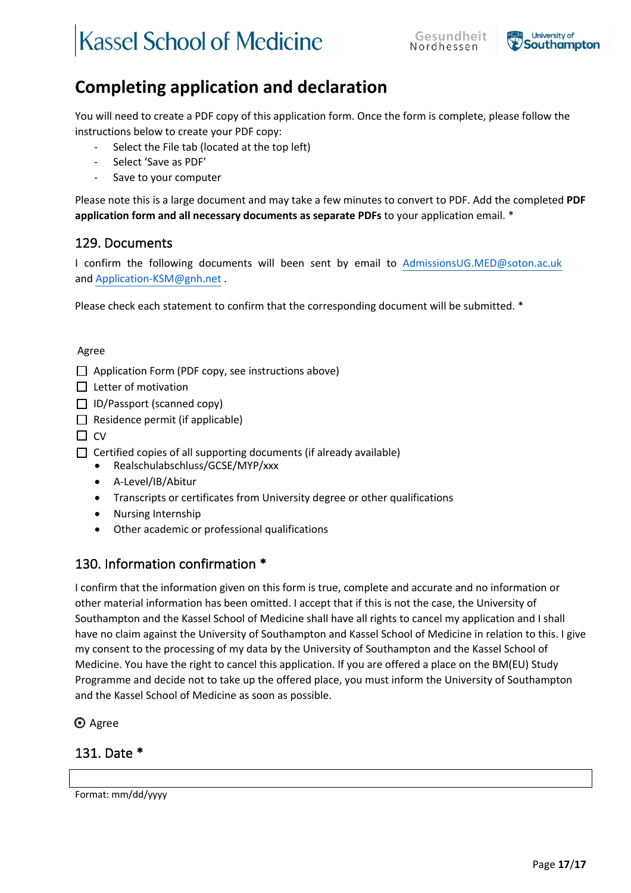# Completing application and declaration

You will need to create a PDF copy of this application form. Once the form is complete, please follow the instructions below to create your PDF copy:

- Select the File tab (located at the top left)
- Select 'Save as PDF'
- Save to your computer

Please note this is a large document and may take a few minutes to convert to PDF. Add the completed **PDF application form and all necessary documents as separate PDFs** to your application email. *

## 129. Documents

I confirm the following documents will been sent by email to AdmissionsUG.MED@soton.ac.uk and Application-KSM@gnh.net .

Please check each statement to confirm that the corresponding document will be submitted. *

Agree

- ☐ Application Form (PDF copy, see instructions above)
- ☐ Letter of motivation
- ☐ ID/Passport (scanned copy)
- ☐ Residence permit (if applicable)
- ☐ CV
- ☐ Certified copies of all supporting documents (if already available)
  - Realschulabschluss/GCSE/MYP/xxx
  - A-Level/IB/Abitur
  - Transcripts or certificates from University degree or other qualifications
  - Nursing Internship
  - Other academic or professional qualifications

## 130. Information confirmation *

I confirm that the information given on this form is true, complete and accurate and no information or other material information has been omitted. I accept that if this is not the case, the University of Southampton and the Kassel School of Medicine shall have all rights to cancel my application and I shall have no claim against the University of Southampton and Kassel School of Medicine in relation to this. I give my consent to the processing of my data by the University of Southampton and the Kassel School of Medicine. You have the right to cancel this application. If you are offered a place on the BM(EU) Study Programme and decide not to take up the offered place, you must inform the University of Southampton and the Kassel School of Medicine as soon as possible.

⦿ Agree

## 131. Date *

Format: mm/dd/yyyy